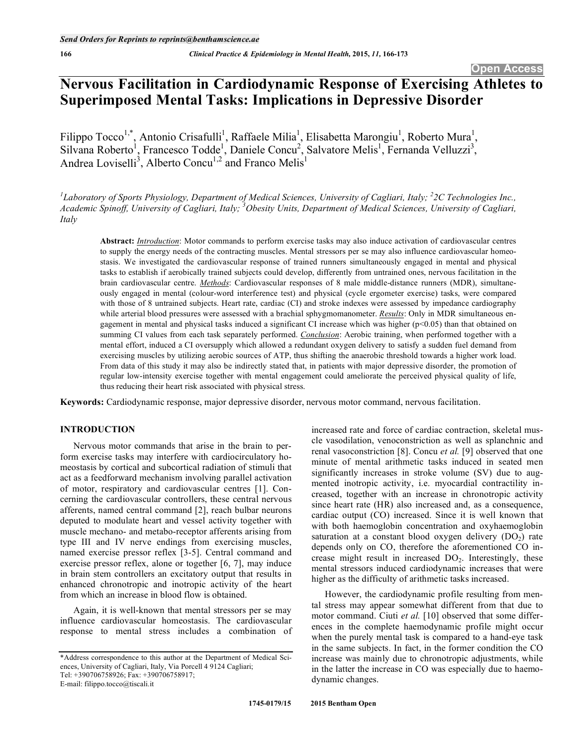Open Access

# Nervous Facilitation in Cardiodynamic Response of Exercising Athletes to Superimposed Mental Tasks: Implications in Depressive Disorder

Filippo Tocco[1,*], Antonio Crisafulli[1], Raffaele Milia[1], Elisabetta Marongiu[1], Roberto Mura[1], Silvana Roberto[1], Francesco Todde[1], Daniele Concu[2], Salvatore Melis[1], Fernanda Velluzzi[3], Andrea Loviselli[3], Alberto Concu[1,2] and Franco Melis[1]

[1]Laboratory of Sports Physiology, Department of Medical Sciences, University of Cagliari, Italy; [2]2C Technologies Inc., Academic Spinoff, University of Cagliari, Italy; [3]Obesity Units, Department of Medical Sciences, University of Cagliari, Italy

**Abstract:** ***Introduction***: Motor commands to perform exercise tasks may also induce activation of cardiovascular centres to supply the energy needs of the contracting muscles. Mental stressors per se may also influence cardiovascular homeostasis. We investigated the cardiovascular response of trained runners simultaneously engaged in mental and physical tasks to establish if aerobically trained subjects could develop, differently from untrained ones, nervous facilitation in the brain cardiovascular centre. ***Methods***: Cardiovascular responses of 8 male middle-distance runners (MDR), simultaneously engaged in mental (colour-word interference test) and physical (cycle ergometer exercise) tasks, were compared with those of 8 untrained subjects. Heart rate, cardiac (CI) and stroke indexes were assessed by impedance cardiography while arterial blood pressures were assessed with a brachial sphygmomanometer. ***Results***: Only in MDR simultaneous engagement in mental and physical tasks induced a significant CI increase which was higher ($p<0.05$) than that obtained on summing CI values from each task separately performed. ***Conclusion***: Aerobic training, when performed together with a mental effort, induced a CI oversupply which allowed a redundant oxygen delivery to satisfy a sudden fuel demand from exercising muscles by utilizing aerobic sources of ATP, thus shifting the anaerobic threshold towards a higher work load. From data of this study it may also be indirectly stated that, in patients with major depressive disorder, the promotion of regular low-intensity exercise together with mental engagement could ameliorate the perceived physical quality of life, thus reducing their heart risk associated with physical stress.

**Keywords:** Cardiodynamic response, major depressive disorder, nervous motor command, nervous facilitation.

## INTRODUCTION

Nervous motor commands that arise in the brain to perform exercise tasks may interfere with cardiocirculatory homeostasis by cortical and subcortical radiation of stimuli that act as a feedforward mechanism involving parallel activation of motor, respiratory and cardiovascular centres [1]. Concerning the cardiovascular controllers, these central nervous afferents, named central command [2], reach bulbar neurons deputed to modulate heart and vessel activity together with muscle mechano- and metabo-receptor afferents arising from type III and IV nerve endings from exercising muscles, named exercise pressor reflex [3-5]. Central command and exercise pressor reflex, alone or together [6, 7], may induce in brain stem controllers an excitatory output that results in enhanced chronotropic and inotropic activity of the heart from which an increase in blood flow is obtained.

Again, it is well-known that mental stressors per se may influence cardiovascular homeostasis. The cardiovascular response to mental stress includes a combination of increased rate and force of cardiac contraction, skeletal muscle vasodilation, venoconstriction as well as splanchnic and renal vasoconstriction [8]. Concu *et al.* [9] observed that one minute of mental arithmetic tasks induced in seated men significantly increases in stroke volume (SV) due to augmented inotropic activity, i.e. myocardial contractility increased, together with an increase in chronotropic activity since heart rate (HR) also increased and, as a consequence, cardiac output (CO) increased. Since it is well known that with both haemoglobin concentration and oxyhaemoglobin saturation at a constant blood oxygen delivery ($DO_2$) rate depends only on CO, therefore the aforementioned CO increase might result in increased $DO_2$. Interestingly, these mental stressors induced cardiodynamic increases that were higher as the difficulty of arithmetic tasks increased.

However, the cardiodynamic profile resulting from mental stress may appear somewhat different from that due to motor command. Ciuti *et al.* [10] observed that some differences in the complete haemodynamic profile might occur when the purely mental task is compared to a hand-eye task in the same subjects. In fact, in the former condition the CO increase was mainly due to chronotropic adjustments, while in the latter the increase in CO was especially due to haemodynamic changes.

*Address correspondence to this author at the Department of Medical Sciences, University of Cagliari, Italy, Via Porcell 4 9124 Cagliari; Tel: +390706758926; Fax: +390706758917; E-mail: filippo.tocco@tiscali.it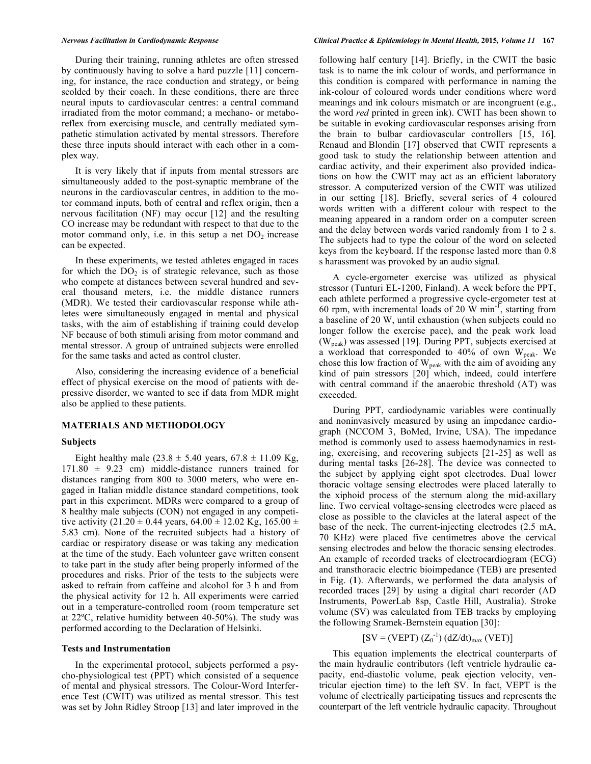During their training, running athletes are often stressed by continuously having to solve a hard puzzle [11] concerning, for instance, the race conduction and strategy, or being scolded by their coach. In these conditions, there are three neural inputs to cardiovascular centres: a central command irradiated from the motor command; a mechano- or metaboreflex from exercising muscle, and centrally mediated sympathetic stimulation activated by mental stressors. Therefore these three inputs should interact with each other in a complex way.

It is very likely that if inputs from mental stressors are simultaneously added to the post-synaptic membrane of the neurons in the cardiovascular centres, in addition to the motor command inputs, both of central and reflex origin, then a nervous facilitation (NF) may occur [12] and the resulting CO increase may be redundant with respect to that due to the motor command only, i.e. in this setup a net $DO_2$ increase can be expected.

In these experiments, we tested athletes engaged in races for which the $DO_2$ is of strategic relevance, such as those who compete at distances between several hundred and several thousand meters, i.e. the middle distance runners (MDR). We tested their cardiovascular response while athletes were simultaneously engaged in mental and physical tasks, with the aim of establishing if training could develop NF because of both stimuli arising from motor command and mental stressor. A group of untrained subjects were enrolled for the same tasks and acted as control cluster.

Also, considering the increasing evidence of a beneficial effect of physical exercise on the mood of patients with depressive disorder, we wanted to see if data from MDR might also be applied to these patients.

## MATERIALS AND METHODOLOGY

### Subjects

Eight healthy male (23.8 ± 5.40 years, 67.8 ± 11.09 Kg, 171.80 ± 9.23 cm) middle-distance runners trained for distances ranging from 800 to 3000 meters, who were engaged in Italian middle distance standard competitions, took part in this experiment. MDRs were compared to a group of 8 healthy male subjects (CON) not engaged in any competitive activity (21.20 ± 0.44 years, 64.00 ± 12.02 Kg, 165.00 ± 5.83 cm). None of the recruited subjects had a history of cardiac or respiratory disease or was taking any medication at the time of the study. Each volunteer gave written consent to take part in the study after being properly informed of the procedures and risks. Prior of the tests to the subjects were asked to refrain from caffeine and alcohol for 3 h and from the physical activity for 12 h. All experiments were carried out in a temperature-controlled room (room temperature set at 22ºC, relative humidity between 40-50%). The study was performed according to the Declaration of Helsinki.

### Tests and Instrumentation

In the experimental protocol, subjects performed a psycho-physiological test (PPT) which consisted of a sequence of mental and physical stressors. The Colour-Word Interference Test (CWIT) was utilized as mental stressor. This test was set by John Ridley Stroop [13] and later improved in the following half century [14]. Briefly, in the CWIT the basic task is to name the ink colour of words, and performance in this condition is compared with performance in naming the ink-colour of coloured words under conditions where word meanings and ink colours mismatch or are incongruent (e.g., the word *red* printed in green ink). CWIT has been shown to be suitable in evoking cardiovascular responses arising from the brain to bulbar cardiovascular controllers [15, 16]. Renaud and Blondin [17] observed that CWIT represents a good task to study the relationship between attention and cardiac activity, and their experiment also provided indications on how the CWIT may act as an efficient laboratory stressor. A computerized version of the CWIT was utilized in our setting [18]. Briefly, several series of 4 coloured words written with a different colour with respect to the meaning appeared in a random order on a computer screen and the delay between words varied randomly from 1 to 2 s. The subjects had to type the colour of the word on selected keys from the keyboard. If the response lasted more than 0.8 s harassment was provoked by an audio signal.

A cycle-ergometer exercise was utilized as physical stressor (Tunturi EL-1200, Finland). A week before the PPT, each athlete performed a progressive cycle-ergometer test at 60 rpm, with incremental loads of 20 W $min^{-1}$, starting from a baseline of 20 W, until exhaustion (when subjects could no longer follow the exercise pace), and the peak work load ($W_{peak}$) was assessed [19]. During PPT, subjects exercised at a workload that corresponded to 40% of own $W_{peak}$. We chose this low fraction of $W_{peak}$ with the aim of avoiding any kind of pain stressors [20] which, indeed, could interfere with central command if the anaerobic threshold (AT) was exceeded.

During PPT, cardiodynamic variables were continually and noninvasively measured by using an impedance cardiograph (NCCOM 3, BoMed, Irvine, USA). The impedance method is commonly used to assess haemodynamics in resting, exercising, and recovering subjects [21-25] as well as during mental tasks [26-28]. The device was connected to the subject by applying eight spot electrodes. Dual lower thoracic voltage sensing electrodes were placed laterally to the xiphoid process of the sternum along the mid-axillary line. Two cervical voltage-sensing electrodes were placed as close as possible to the clavicles at the lateral aspect of the base of the neck. The current-injecting electrodes (2.5 mA, 70 KHz) were placed five centimetres above the cervical sensing electrodes and below the thoracic sensing electrodes. An example of recorded tracks of electrocardiogram (ECG) and transthoracic electric bioimpedance (TEB) are presented in Fig. (**1**). Afterwards, we performed the data analysis of recorded traces [29] by using a digital chart recorder (AD Instruments, PowerLab 8sp, Castle Hill, Australia). Stroke volume (SV) was calculated from TEB tracks by employing the following Sramek-Bernstein equation [30]:

$$[SV = (VEPT)\ (Z_0^{-1})\ (dZ/dt)_{max}\ (VET)]$$

This equation implements the electrical counterparts of the main hydraulic contributors (left ventricle hydraulic capacity, end-diastolic volume, peak ejection velocity, ventricular ejection time) to the left SV. In fact, VEPT is the volume of electrically participating tissues and represents the counterpart of the left ventricle hydraulic capacity. Throughout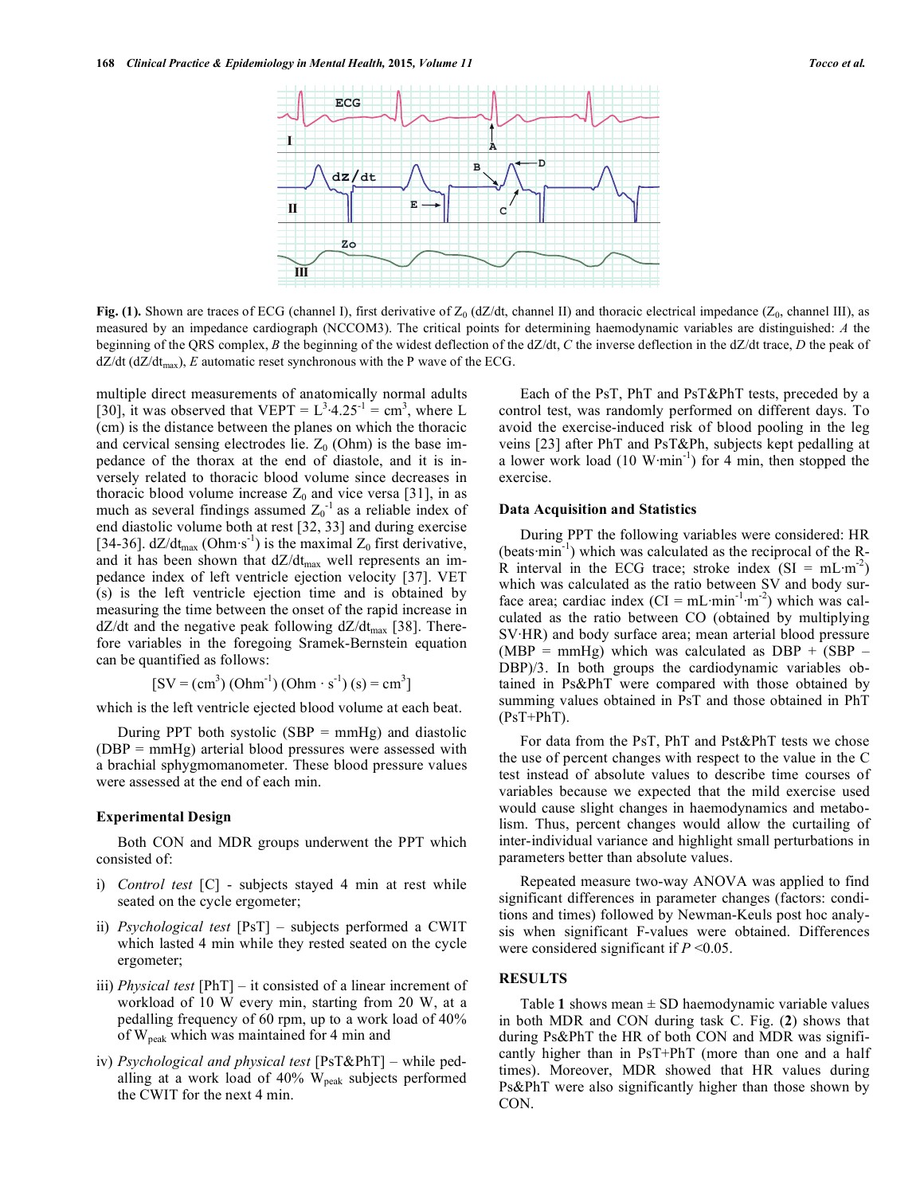**Fig. (1).** Shown are traces of ECG (channel I), first derivative of $Z_0$ (dZ/dt, channel II) and thoracic electrical impedance ($Z_0$, channel III), as measured by an impedance cardiograph (NCCOM3). The critical points for determining haemodynamic variables are distinguished: *A* the beginning of the QRS complex, *B* the beginning of the widest deflection of the dZ/dt, *C* the inverse deflection in the dZ/dt trace, *D* the peak of dZ/dt ($dZ/dt_{max}$), *E* automatic reset synchronous with the P wave of the ECG.

multiple direct measurements of anatomically normal adults [30], it was observed that VEPT = $L^3 \cdot 4.25^{-1}$ = $cm^3$, where L (cm) is the distance between the planes on which the thoracic and cervical sensing electrodes lie. $Z_0$ (Ohm) is the base impedance of the thorax at the end of diastole, and it is inversely related to thoracic blood volume since decreases in thoracic blood volume increase $Z_0$ and vice versa [31], in as much as several findings assumed $Z_0^{-1}$ as a reliable index of end diastolic volume both at rest [32, 33] and during exercise [34-36]. $dZ/dt_{max}$ ($Ohm \cdot s^{-1}$) is the maximal $Z_0$ first derivative, and it has been shown that $dZ/dt_{max}$ well represents an impedance index of left ventricle ejection velocity [37]. VET (s) is the left ventricle ejection time and is obtained by measuring the time between the onset of the rapid increase in dZ/dt and the negative peak following $dZ/dt_{max}$ [38]. Therefore variables in the foregoing Sramek-Bernstein equation can be quantified as follows:

$$[SV = (cm^3)\ (Ohm^{-1})\ (Ohm \cdot s^{-1})\ (s) = cm^3]$$

which is the left ventricle ejected blood volume at each beat.

During PPT both systolic (SBP = mmHg) and diastolic (DBP = mmHg) arterial blood pressures were assessed with a brachial sphygmomanometer. These blood pressure values were assessed at the end of each min.

### Experimental Design

Both CON and MDR groups underwent the PPT which consisted of:

i) *Control test* [C] - subjects stayed 4 min at rest while seated on the cycle ergometer;

ii) *Psychological test* [PsT] – subjects performed a CWIT which lasted 4 min while they rested seated on the cycle ergometer;

iii) *Physical test* [PhT] – it consisted of a linear increment of workload of 10 W every min, starting from 20 W, at a pedalling frequency of 60 rpm, up to a work load of 40% of $W_{peak}$ which was maintained for 4 min and

iv) *Psychological and physical test* [PsT&PhT] – while pedalling at a work load of 40% $W_{peak}$ subjects performed the CWIT for the next 4 min.

Each of the PsT, PhT and PsT&PhT tests, preceded by a control test, was randomly performed on different days. To avoid the exercise-induced risk of blood pooling in the leg veins [23] after PhT and PsT&Ph, subjects kept pedalling at a lower work load (10 $W \cdot min^{-1}$) for 4 min, then stopped the exercise.

### Data Acquisition and Statistics

During PPT the following variables were considered: HR ($beats \cdot min^{-1}$) which was calculated as the reciprocal of the R-R interval in the ECG trace; stroke index (SI = $mL \cdot m^{-2}$) which was calculated as the ratio between SV and body surface area; cardiac index (CI = $mL \cdot min^{-1} \cdot m^{-2}$) which was calculated as the ratio between CO (obtained by multiplying SV·HR) and body surface area; mean arterial blood pressure (MBP = mmHg) which was calculated as DBP + (SBP – DBP)/3. In both groups the cardiodynamic variables obtained in Ps&PhT were compared with those obtained by summing values obtained in PsT and those obtained in PhT (PsT+PhT).

For data from the PsT, PhT and Pst&PhT tests we chose the use of percent changes with respect to the value in the C test instead of absolute values to describe time courses of variables because we expected that the mild exercise used would cause slight changes in haemodynamics and metabolism. Thus, percent changes would allow the curtailing of inter-individual variance and highlight small perturbations in parameters better than absolute values.

Repeated measure two-way ANOVA was applied to find significant differences in parameter changes (factors: conditions and times) followed by Newman-Keuls post hoc analysis when significant F-values were obtained. Differences were considered significant if $P < 0.05$.

## RESULTS

Table **1** shows mean ± SD haemodynamic variable values in both MDR and CON during task C. Fig. (**2**) shows that during Ps&PhT the HR of both CON and MDR was significantly higher than in PsT+PhT (more than one and a half times). Moreover, MDR showed that HR values during Ps&PhT were also significantly higher than those shown by CON.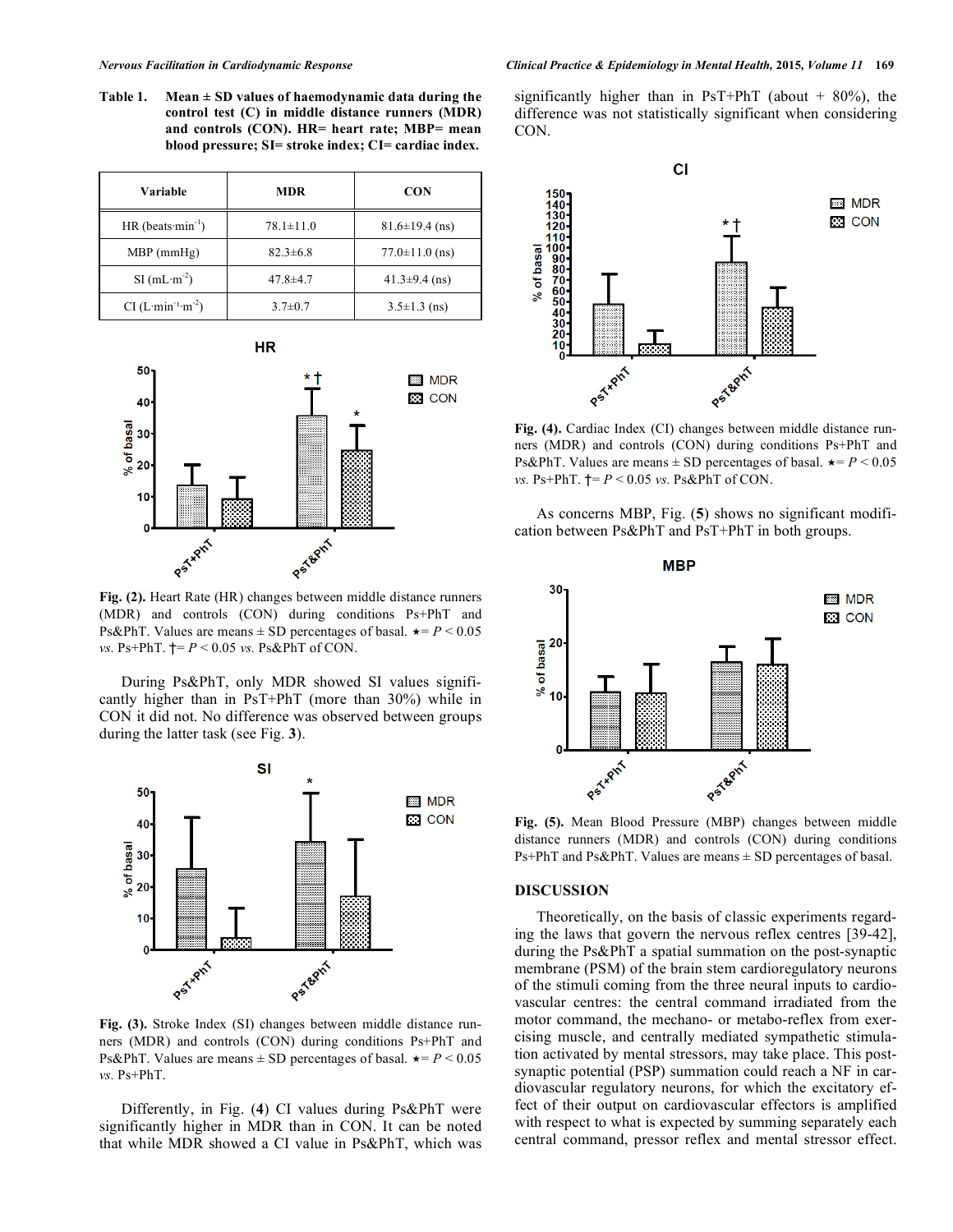**Table 1. Mean ± SD values of haemodynamic data during the control test (C) in middle distance runners (MDR) and controls (CON). HR= heart rate; MBP= mean blood pressure; SI= stroke index; CI= cardiac index.**

| Variable | MDR | CON |
|---|---|---|
| HR (beats·min$^{-1}$) | 78.1±11.0 | 81.6±19.4 (ns) |
| MBP (mmHg) | 82.3±6.8 | 77.0±11.0 (ns) |
| SI (mL·m$^{-2}$) | 47.8±4.7 | 41.3±9.4 (ns) |
| CI (L·min$^{-1}$·m$^{-2}$) | 3.7±0.7 | 3.5±1.3 (ns) |

**Fig. (2).** Heart Rate (HR) changes between middle distance runners (MDR) and controls (CON) during conditions Ps+PhT and Ps&PhT. Values are means ± SD percentages of basal. ★= $P < 0.05$ *vs.* Ps+PhT. †= $P < 0.05$ *vs.* Ps&PhT of CON.

During Ps&PhT, only MDR showed SI values significantly higher than in PsT+PhT (more than 30%) while in CON it did not. No difference was observed between groups during the latter task (see Fig. **3**).

**Fig. (3).** Stroke Index (SI) changes between middle distance runners (MDR) and controls (CON) during conditions Ps+PhT and Ps&PhT. Values are means ± SD percentages of basal. ★= $P < 0.05$ *vs.* Ps+PhT.

Differently, in Fig. (**4**) CI values during Ps&PhT were significantly higher in MDR than in CON. It can be noted that while MDR showed a CI value in Ps&PhT, which was significantly higher than in PsT+PhT (about + 80%), the difference was not statistically significant when considering CON.

**Fig. (4).** Cardiac Index (CI) changes between middle distance runners (MDR) and controls (CON) during conditions Ps+PhT and Ps&PhT. Values are means ± SD percentages of basal. ★= $P < 0.05$ *vs.* Ps+PhT. †= $P < 0.05$ *vs.* Ps&PhT of CON.

As concerns MBP, Fig. (**5**) shows no significant modification between Ps&PhT and PsT+PhT in both groups.

**Fig. (5).** Mean Blood Pressure (MBP) changes between middle distance runners (MDR) and controls (CON) during conditions Ps+PhT and Ps&PhT. Values are means ± SD percentages of basal.

## DISCUSSION

Theoretically, on the basis of classic experiments regarding the laws that govern the nervous reflex centres [39-42], during the Ps&PhT a spatial summation on the post-synaptic membrane (PSM) of the brain stem cardioregulatory neurons of the stimuli coming from the three neural inputs to cardiovascular centres: the central command irradiated from the motor command, the mechano- or metabo-reflex from exercising muscle, and centrally mediated sympathetic stimulation activated by mental stressors, may take place. This post-synaptic potential (PSP) summation could reach a NF in cardiovascular regulatory neurons, for which the excitatory effect of their output on cardiovascular effectors is amplified with respect to what is expected by summing separately each central command, pressor reflex and mental stressor effect.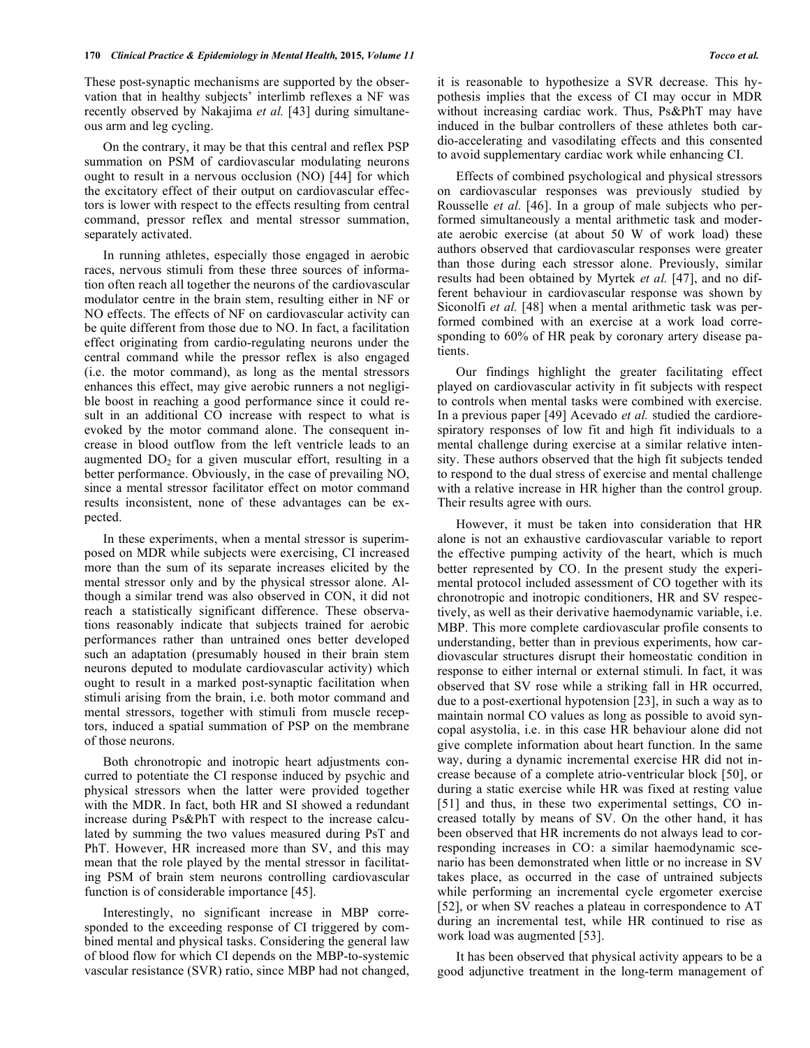These post-synaptic mechanisms are supported by the observation that in healthy subjects' interlimb reflexes a NF was recently observed by Nakajima *et al.* [43] during simultaneous arm and leg cycling.

On the contrary, it may be that this central and reflex PSP summation on PSM of cardiovascular modulating neurons ought to result in a nervous occlusion (NO) [44] for which the excitatory effect of their output on cardiovascular effectors is lower with respect to the effects resulting from central command, pressor reflex and mental stressor summation, separately activated.

In running athletes, especially those engaged in aerobic races, nervous stimuli from these three sources of information often reach all together the neurons of the cardiovascular modulator centre in the brain stem, resulting either in NF or NO effects. The effects of NF on cardiovascular activity can be quite different from those due to NO. In fact, a facilitation effect originating from cardio-regulating neurons under the central command while the pressor reflex is also engaged (i.e. the motor command), as long as the mental stressors enhances this effect, may give aerobic runners a not negligible boost in reaching a good performance since it could result in an additional CO increase with respect to what is evoked by the motor command alone. The consequent increase in blood outflow from the left ventricle leads to an augmented $DO_2$ for a given muscular effort, resulting in a better performance. Obviously, in the case of prevailing NO, since a mental stressor facilitator effect on motor command results inconsistent, none of these advantages can be expected.

In these experiments, when a mental stressor is superimposed on MDR while subjects were exercising, CI increased more than the sum of its separate increases elicited by the mental stressor only and by the physical stressor alone. Although a similar trend was also observed in CON, it did not reach a statistically significant difference. These observations reasonably indicate that subjects trained for aerobic performances rather than untrained ones better developed such an adaptation (presumably housed in their brain stem neurons deputed to modulate cardiovascular activity) which ought to result in a marked post-synaptic facilitation when stimuli arising from the brain, i.e. both motor command and mental stressors, together with stimuli from muscle receptors, induced a spatial summation of PSP on the membrane of those neurons.

Both chronotropic and inotropic heart adjustments concurred to potentiate the CI response induced by psychic and physical stressors when the latter were provided together with the MDR. In fact, both HR and SI showed a redundant increase during Ps&PhT with respect to the increase calculated by summing the two values measured during PsT and PhT. However, HR increased more than SV, and this may mean that the role played by the mental stressor in facilitating PSM of brain stem neurons controlling cardiovascular function is of considerable importance [45].

Interestingly, no significant increase in MBP corresponded to the exceeding response of CI triggered by combined mental and physical tasks. Considering the general law of blood flow for which CI depends on the MBP-to-systemic vascular resistance (SVR) ratio, since MBP had not changed, it is reasonable to hypothesize a SVR decrease. This hypothesis implies that the excess of CI may occur in MDR without increasing cardiac work. Thus, Ps&PhT may have induced in the bulbar controllers of these athletes both cardio-accelerating and vasodilating effects and this consented to avoid supplementary cardiac work while enhancing CI.

Effects of combined psychological and physical stressors on cardiovascular responses was previously studied by Rousselle *et al.* [46]. In a group of male subjects who performed simultaneously a mental arithmetic task and moderate aerobic exercise (at about 50 W of work load) these authors observed that cardiovascular responses were greater than those during each stressor alone. Previously, similar results had been obtained by Myrtek *et al.* [47], and no different behaviour in cardiovascular response was shown by Siconolfi *et al.* [48] when a mental arithmetic task was performed combined with an exercise at a work load corresponding to 60% of HR peak by coronary artery disease patients.

Our findings highlight the greater facilitating effect played on cardiovascular activity in fit subjects with respect to controls when mental tasks were combined with exercise. In a previous paper [49] Acevado *et al.* studied the cardiorespiratory responses of low fit and high fit individuals to a mental challenge during exercise at a similar relative intensity. These authors observed that the high fit subjects tended to respond to the dual stress of exercise and mental challenge with a relative increase in HR higher than the control group. Their results agree with ours.

However, it must be taken into consideration that HR alone is not an exhaustive cardiovascular variable to report the effective pumping activity of the heart, which is much better represented by CO. In the present study the experimental protocol included assessment of CO together with its chronotropic and inotropic conditioners, HR and SV respectively, as well as their derivative haemodynamic variable, i.e. MBP. This more complete cardiovascular profile consents to understanding, better than in previous experiments, how cardiovascular structures disrupt their homeostatic condition in response to either internal or external stimuli. In fact, it was observed that SV rose while a striking fall in HR occurred, due to a post-exertional hypotension [23], in such a way as to maintain normal CO values as long as possible to avoid syncopal asystolia, i.e. in this case HR behaviour alone did not give complete information about heart function. In the same way, during a dynamic incremental exercise HR did not increase because of a complete atrio-ventricular block [50], or during a static exercise while HR was fixed at resting value [51] and thus, in these two experimental settings, CO increased totally by means of SV. On the other hand, it has been observed that HR increments do not always lead to corresponding increases in CO: a similar haemodynamic scenario has been demonstrated when little or no increase in SV takes place, as occurred in the case of untrained subjects while performing an incremental cycle ergometer exercise [52], or when SV reaches a plateau in correspondence to AT during an incremental test, while HR continued to rise as work load was augmented [53].

It has been observed that physical activity appears to be a good adjunctive treatment in the long-term management of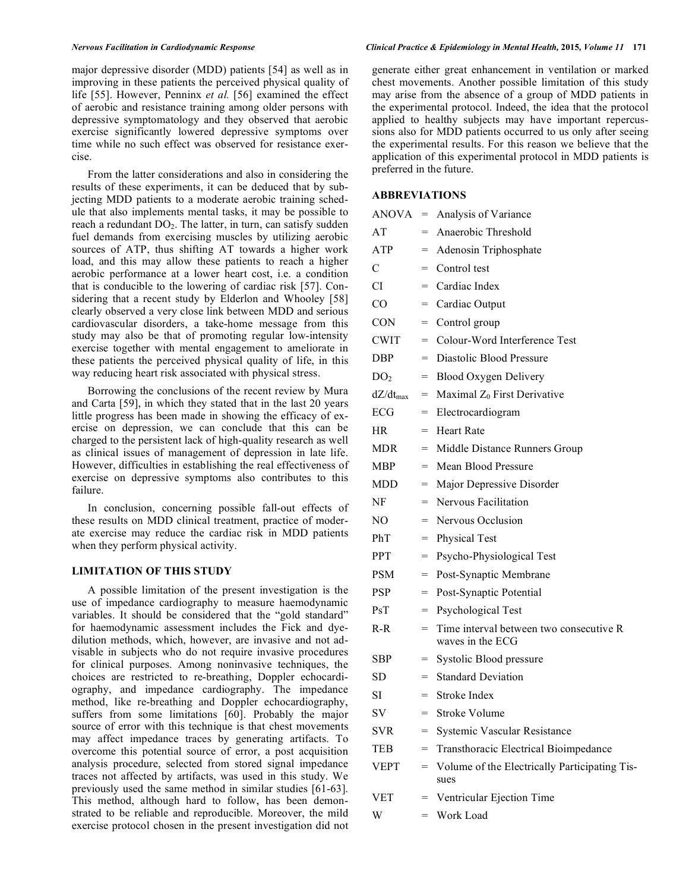major depressive disorder (MDD) patients [54] as well as in improving in these patients the perceived physical quality of life [55]. However, Penninx *et al.* [56] examined the effect of aerobic and resistance training among older persons with depressive symptomatology and they observed that aerobic exercise significantly lowered depressive symptoms over time while no such effect was observed for resistance exercise.

From the latter considerations and also in considering the results of these experiments, it can be deduced that by subjecting MDD patients to a moderate aerobic training schedule that also implements mental tasks, it may be possible to reach a redundant $DO_2$. The latter, in turn, can satisfy sudden fuel demands from exercising muscles by utilizing aerobic sources of ATP, thus shifting AT towards a higher work load, and this may allow these patients to reach a higher aerobic performance at a lower heart cost, i.e. a condition that is conducible to the lowering of cardiac risk [57]. Considering that a recent study by Elderlon and Whooley [58] clearly observed a very close link between MDD and serious cardiovascular disorders, a take-home message from this study may also be that of promoting regular low-intensity exercise together with mental engagement to ameliorate in these patients the perceived physical quality of life, in this way reducing heart risk associated with physical stress.

Borrowing the conclusions of the recent review by Mura and Carta [59], in which they stated that in the last 20 years little progress has been made in showing the efficacy of exercise on depression, we can conclude that this can be charged to the persistent lack of high-quality research as well as clinical issues of management of depression in late life. However, difficulties in establishing the real effectiveness of exercise on depressive symptoms also contributes to this failure.

In conclusion, concerning possible fall-out effects of these results on MDD clinical treatment, practice of moderate exercise may reduce the cardiac risk in MDD patients when they perform physical activity.

## LIMITATION OF THIS STUDY

A possible limitation of the present investigation is the use of impedance cardiography to measure haemodynamic variables. It should be considered that the "gold standard" for haemodynamic assessment includes the Fick and dye-dilution methods, which, however, are invasive and not advisable in subjects who do not require invasive procedures for clinical purposes. Among noninvasive techniques, the choices are restricted to re-breathing, Doppler echocardiography, and impedance cardiography. The impedance method, like re-breathing and Doppler echocardiography, suffers from some limitations [60]. Probably the major source of error with this technique is that chest movements may affect impedance traces by generating artifacts. To overcome this potential source of error, a post acquisition analysis procedure, selected from stored signal impedance traces not affected by artifacts, was used in this study. We previously used the same method in similar studies [61-63]. This method, although hard to follow, has been demonstrated to be reliable and reproducible. Moreover, the mild exercise protocol chosen in the present investigation did not generate either great enhancement in ventilation or marked chest movements. Another possible limitation of this study may arise from the absence of a group of MDD patients in the experimental protocol. Indeed, the idea that the protocol applied to healthy subjects may have important repercussions also for MDD patients occurred to us only after seeing the experimental results. For this reason we believe that the application of this experimental protocol in MDD patients is preferred in the future.

## ABBREVIATIONS

| | | |
|---|---|---|
| ANOVA | = | Analysis of Variance |
| AT | = | Anaerobic Threshold |
| ATP | = | Adenosin Triphosphate |
| C | = | Control test |
| CI | = | Cardiac Index |
| CO | = | Cardiac Output |
| CON | = | Control group |
| CWIT | = | Colour-Word Interference Test |
| DBP | = | Diastolic Blood Pressure |
| $DO_2$ | = | Blood Oxygen Delivery |
| $dZ/dt_{max}$ | = | Maximal $Z_0$ First Derivative |
| ECG | = | Electrocardiogram |
| HR | = | Heart Rate |
| MDR | = | Middle Distance Runners Group |
| MBP | = | Mean Blood Pressure |
| MDD | = | Major Depressive Disorder |
| NF | = | Nervous Facilitation |
| NO | = | Nervous Occlusion |
| PhT | = | Physical Test |
| PPT | = | Psycho-Physiological Test |
| PSM | = | Post-Synaptic Membrane |
| PSP | = | Post-Synaptic Potential |
| PsT | = | Psychological Test |
| R-R | = | Time interval between two consecutive R waves in the ECG |
| SBP | = | Systolic Blood pressure |
| SD | = | Standard Deviation |
| SI | = | Stroke Index |
| SV | = | Stroke Volume |
| SVR | = | Systemic Vascular Resistance |
| TEB | = | Transthoracic Electrical Bioimpedance |
| VEPT | = | Volume of the Electrically Participating Tissues |
| VET | = | Ventricular Ejection Time |
| W | = | Work Load |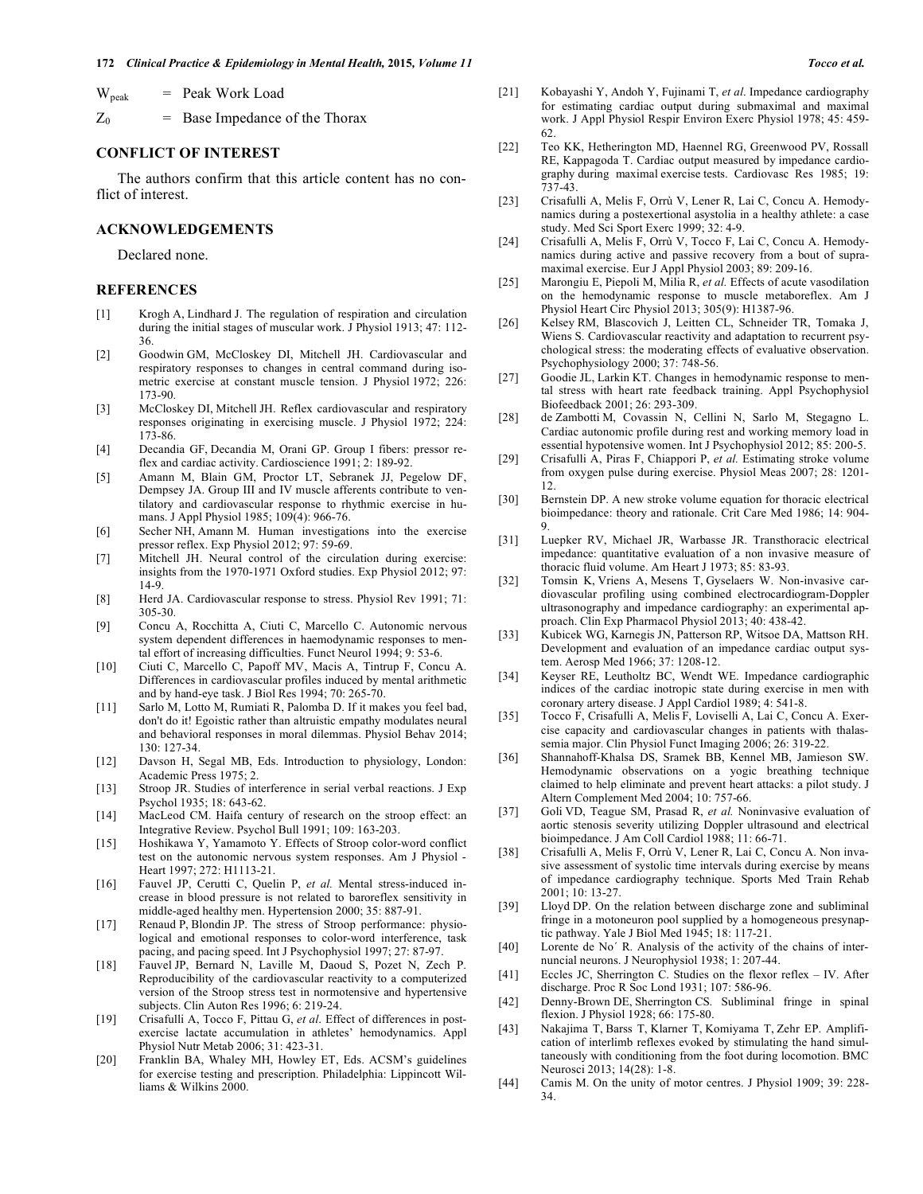$W_{peak}$ = Peak Work Load

$Z_0$ = Base Impedance of the Thorax

## CONFLICT OF INTEREST

The authors confirm that this article content has no conflict of interest.

## ACKNOWLEDGEMENTS

Declared none.

## REFERENCES

[1] Krogh A, Lindhard J. The regulation of respiration and circulation during the initial stages of muscular work. J Physiol 1913; 47: 112-36.

[2] Goodwin GM, McCloskey DI, Mitchell JH. Cardiovascular and respiratory responses to changes in central command during isometric exercise at constant muscle tension. J Physiol 1972; 226: 173-90.

[3] McCloskey DI, Mitchell JH. Reflex cardiovascular and respiratory responses originating in exercising muscle. J Physiol 1972; 224: 173-86.

[4] Decandia GF, Decandia M, Orani GP. Group I fibers: pressor reflex and cardiac activity. Cardioscience 1991; 2: 189-92.

[5] Amann M, Blain GM, Proctor LT, Sebranek JJ, Pegelow DF, Dempsey JA. Group III and IV muscle afferents contribute to ventilatory and cardiovascular response to rhythmic exercise in humans. J Appl Physiol 1985; 109(4): 966-76.

[6] Secher NH, Amann M. Human investigations into the exercise pressor reflex. Exp Physiol 2012; 97: 59-69.

[7] Mitchell JH. Neural control of the circulation during exercise: insights from the 1970-1971 Oxford studies. Exp Physiol 2012; 97: 14-9.

[8] Herd JA. Cardiovascular response to stress. Physiol Rev 1991; 71: 305-30.

[9] Concu A, Rocchitta A, Ciuti C, Marcello C. Autonomic nervous system dependent differences in haemodynamic responses to mental effort of increasing difficulties. Funct Neurol 1994; 9: 53-6.

[10] Ciuti C, Marcello C, Papoff MV, Macis A, Tintrup F, Concu A. Differences in cardiovascular profiles induced by mental arithmetic and by hand-eye task. J Biol Res 1994; 70: 265-70.

[11] Sarlo M, Lotto M, Rumiati R, Palomba D. If it makes you feel bad, don't do it! Egoistic rather than altruistic empathy modulates neural and behavioral responses in moral dilemmas. Physiol Behav 2014; 130: 127-34.

[12] Davson H, Segal MB, Eds. Introduction to physiology, London: Academic Press 1975; 2.

[13] Stroop JR. Studies of interference in serial verbal reactions. J Exp Psychol 1935; 18: 643-62.

[14] MacLeod CM. Haifa century of research on the stroop effect: an Integrative Review. Psychol Bull 1991; 109: 163-203.

[15] Hoshikawa Y, Yamamoto Y. Effects of Stroop color-word conflict test on the autonomic nervous system responses. Am J Physiol - Heart 1997; 272: H1113-21.

[16] Fauvel JP, Cerutti C, Quelin P, *et al.* Mental stress-induced increase in blood pressure is not related to baroreflex sensitivity in middle-aged healthy men. Hypertension 2000; 35: 887-91.

[17] Renaud P, Blondin JP. The stress of Stroop performance: physiological and emotional responses to color-word interference, task pacing, and pacing speed. Int J Psychophysiol 1997; 27: 87-97.

[18] Fauvel JP, Bernard N, Laville M, Daoud S, Pozet N, Zech P. Reproducibility of the cardiovascular reactivity to a computerized version of the Stroop stress test in normotensive and hypertensive subjects. Clin Auton Res 1996; 6: 219-24.

[19] Crisafulli A, Tocco F, Pittau G, *et al*. Effect of differences in post-exercise lactate accumulation in athletes' hemodynamics. Appl Physiol Nutr Metab 2006; 31: 423-31.

[20] Franklin BA, Whaley MH, Howley ET, Eds. ACSM's guidelines for exercise testing and prescription. Philadelphia: Lippincott Williams & Wilkins 2000.

[21] Kobayashi Y, Andoh Y, Fujinami T, *et al*. Impedance cardiography for estimating cardiac output during submaximal and maximal work. J Appl Physiol Respir Environ Exerc Physiol 1978; 45: 459-62.

[22] Teo KK, Hetherington MD, Haennel RG, Greenwood PV, Rossall RE, Kappagoda T. Cardiac output measured by impedance cardiography during maximal exercise tests. Cardiovasc Res 1985; 19: 737-43.

[23] Crisafulli A, Melis F, Orrù V, Lener R, Lai C, Concu A. Hemodynamics during a postexertional asystolia in a healthy athlete: a case study. Med Sci Sport Exerc 1999; 32: 4-9.

[24] Crisafulli A, Melis F, Orrù V, Tocco F, Lai C, Concu A. Hemodynamics during active and passive recovery from a bout of supramaximal exercise. Eur J Appl Physiol 2003; 89: 209-16.

[25] Marongiu E, Piepoli M, Milia R, *et al.* Effects of acute vasodilation on the hemodynamic response to muscle metaboreflex. Am J Physiol Heart Circ Physiol 2013; 305(9): H1387-96.

[26] Kelsey RM, Blascovich J, Leitten CL, Schneider TR, Tomaka J, Wiens S. Cardiovascular reactivity and adaptation to recurrent psychological stress: the moderating effects of evaluative observation. Psychophysiology 2000; 37: 748-56.

[27] Goodie JL, Larkin KT. Changes in hemodynamic response to mental stress with heart rate feedback training. Appl Psychophysiol Biofeedback 2001; 26: 293-309.

[28] de Zambotti M, Covassin N, Cellini N, Sarlo M, Stegagno L. Cardiac autonomic profile during rest and working memory load in essential hypotensive women. Int J Psychophysiol 2012; 85: 200-5.

[29] Crisafulli A, Piras F, Chiappori P, *et al.* Estimating stroke volume from oxygen pulse during exercise. Physiol Meas 2007; 28: 1201-12.

[30] Bernstein DP. A new stroke volume equation for thoracic electrical bioimpedance: theory and rationale. Crit Care Med 1986; 14: 904-9.

[31] Luepker RV, Michael JR, Warbasse JR. Transthoracic electrical impedance: quantitative evaluation of a non invasive measure of thoracic fluid volume. Am Heart J 1973; 85: 83-93.

[32] Tomsin K, Vriens A, Mesens T, Gyselaers W. Non-invasive cardiovascular profiling using combined electrocardiogram-Doppler ultrasonography and impedance cardiography: an experimental approach. Clin Exp Pharmacol Physiol 2013; 40: 438-42.

[33] Kubicek WG, Karnegis JN, Patterson RP, Witsoe DA, Mattson RH. Development and evaluation of an impedance cardiac output system. Aerosp Med 1966; 37: 1208-12.

[34] Keyser RE, Leutholtz BC, Wendt WE. Impedance cardiographic indices of the cardiac inotropic state during exercise in men with coronary artery disease. J Appl Cardiol 1989; 4: 541-8.

[35] Tocco F, Crisafulli A, Melis F, Loviselli A, Lai C, Concu A. Exercise capacity and cardiovascular changes in patients with thalassemia major. Clin Physiol Funct Imaging 2006; 26: 319-22.

[36] Shannahoff-Khalsa DS, Sramek BB, Kennel MB, Jamieson SW. Hemodynamic observations on a yogic breathing technique claimed to help eliminate and prevent heart attacks: a pilot study. J Altern Complement Med 2004; 10: 757-66.

[37] Goli VD, Teague SM, Prasad R, *et al.* Noninvasive evaluation of aortic stenosis severity utilizing Doppler ultrasound and electrical bioimpedance. J Am Coll Cardiol 1988; 11: 66-71.

[38] Crisafulli A, Melis F, Orrù V, Lener R, Lai C, Concu A. Non invasive assessment of systolic time intervals during exercise by means of impedance cardiography technique. Sports Med Train Rehab 2001; 10: 13-27.

[39] Lloyd DP. On the relation between discharge zone and subliminal fringe in a motoneuron pool supplied by a homogeneous presynaptic pathway. Yale J Biol Med 1945; 18: 117-21.

[40] Lorente de No´ R. Analysis of the activity of the chains of internuncial neurons. J Neurophysiol 1938; 1: 207-44.

[41] Eccles JC, Sherrington C. Studies on the flexor reflex – IV. After discharge. Proc R Soc Lond 1931; 107: 586-96.

[42] Denny-Brown DE, Sherrington CS. Subliminal fringe in spinal flexion. J Physiol 1928; 66: 175-80.

[43] Nakajima T, Barss T, Klarner T, Komiyama T, Zehr EP. Amplification of interlimb reflexes evoked by stimulating the hand simultaneously with conditioning from the foot during locomotion. BMC Neurosci 2013; 14(28): 1-8.

[44] Camis M. On the unity of motor centres. J Physiol 1909; 39: 228-34.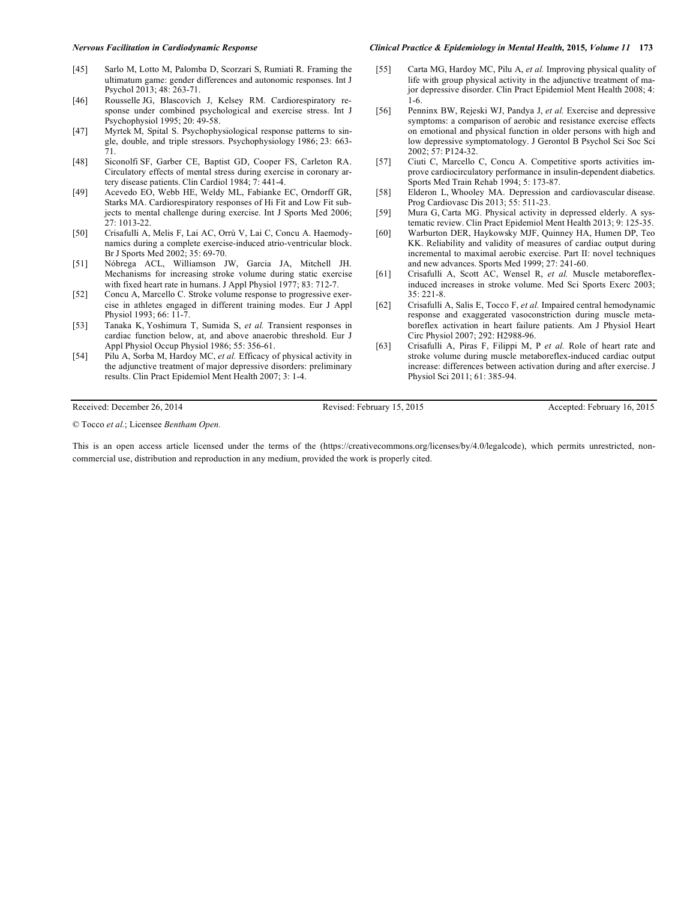[45] Sarlo M, Lotto M, Palomba D, Scorzari S, Rumiati R. Framing the ultimatum game: gender differences and autonomic responses. Int J Psychol 2013; 48: 263-71.

[46] Rousselle JG, Blascovich J, Kelsey RM. Cardiorespiratory response under combined psychological and exercise stress. Int J Psychophysiol 1995; 20: 49-58.

[47] Myrtek M, Spital S. Psychophysiological response patterns to single, double, and triple stressors. Psychophysiology 1986; 23: 663-71.

[48] Siconolfi SF, Garber CE, Baptist GD, Cooper FS, Carleton RA. Circulatory effects of mental stress during exercise in coronary artery disease patients. Clin Cardiol 1984; 7: 441-4.

[49] Acevedo EO, Webb HE, Weldy ML, Fabianke EC, Orndorff GR, Starks MA. Cardiorespiratory responses of Hi Fit and Low Fit subjects to mental challenge during exercise. Int J Sports Med 2006; 27: 1013-22.

[50] Crisafulli A, Melis F, Lai AC, Orrù V, Lai C, Concu A. Haemodynamics during a complete exercise-induced atrio-ventricular block. Br J Sports Med 2002; 35: 69-70.

[51] Nóbrega ACL, Williamson JW, Garcia JA, Mitchell JH. Mechanisms for increasing stroke volume during static exercise with fixed heart rate in humans. J Appl Physiol 1977; 83: 712-7.

[52] Concu A, Marcello C. Stroke volume response to progressive exercise in athletes engaged in different training modes. Eur J Appl Physiol 1993; 66: 11-7.

[53] Tanaka K, Yoshimura T, Sumida S, *et al.* Transient responses in cardiac function below, at, and above anaerobic threshold. Eur J Appl Physiol Occup Physiol 1986; 55: 356-61.

[54] Pilu A, Sorba M, Hardoy MC, *et al.* Efficacy of physical activity in the adjunctive treatment of major depressive disorders: preliminary results. Clin Pract Epidemiol Ment Health 2007; 3: 1-4.

[55] Carta MG, Hardoy MC, Pilu A, *et al.* Improving physical quality of life with group physical activity in the adjunctive treatment of major depressive disorder. Clin Pract Epidemiol Ment Health 2008; 4: 1-6.

[56] Penninx BW, Rejeski WJ, Pandya J, *et al.* Exercise and depressive symptoms: a comparison of aerobic and resistance exercise effects on emotional and physical function in older persons with high and low depressive symptomatology. J Gerontol B Psychol Sci Soc Sci 2002; 57: P124-32.

[57] Ciuti C, Marcello C, Concu A. Competitive sports activities improve cardiocirculatory performance in insulin-dependent diabetics. Sports Med Train Rehab 1994; 5: 173-87.

[58] Elderon L, Whooley MA. Depression and cardiovascular disease. Prog Cardiovasc Dis 2013; 55: 511-23.

[59] Mura G, Carta MG. Physical activity in depressed elderly. A systematic review. Clin Pract Epidemiol Ment Health 2013; 9: 125-35.

[60] Warburton DER, Haykowsky MJF, Quinney HA, Humen DP, Teo KK. Reliability and validity of measures of cardiac output during incremental to maximal aerobic exercise. Part II: novel techniques and new advances. Sports Med 1999; 27: 241-60.

[61] Crisafulli A, Scott AC, Wensel R, *et al.* Muscle metaboreflex-induced increases in stroke volume. Med Sci Sports Exerc 2003; 35: 221-8.

[62] Crisafulli A, Salis E, Tocco F, *et al.* Impaired central hemodynamic response and exaggerated vasoconstriction during muscle metaboreflex activation in heart failure patients. Am J Physiol Heart Circ Physiol 2007; 292: H2988-96.

[63] Crisafulli A, Piras F, Filippi M, P *et al.* Role of heart rate and stroke volume during muscle metaboreflex-induced cardiac output increase: differences between activation during and after exercise. J Physiol Sci 2011; 61: 385-94.

---

Received: December 26, 2014 | Revised: February 15, 2015 | Accepted: February 16, 2015

© Tocco *et al.*; Licensee *Bentham Open.*

This is an open access article licensed under the terms of the (https://creativecommons.org/licenses/by/4.0/legalcode), which permits unrestricted, non-commercial use, distribution and reproduction in any medium, provided the work is properly cited.